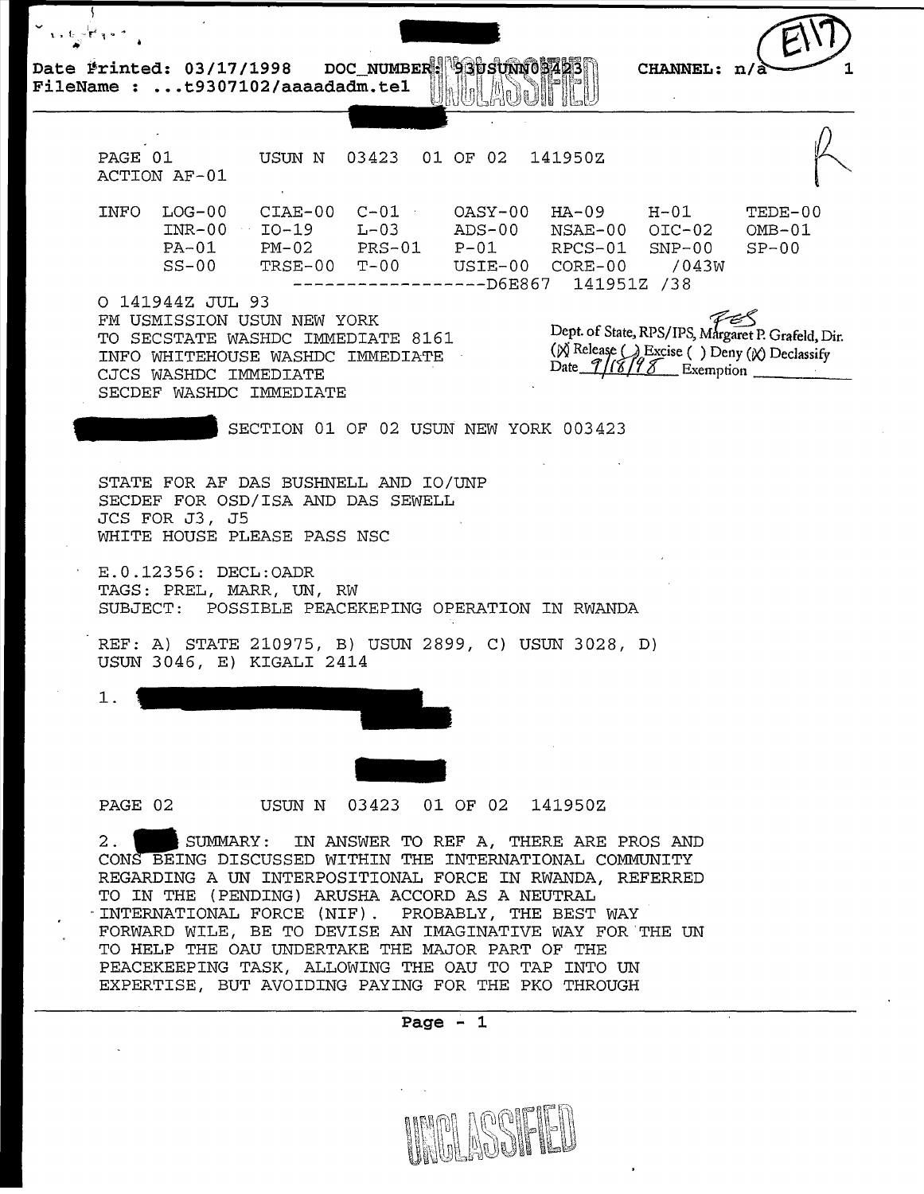Date Printed: 03/17/1998 DOC_NUMBER: 93USUNN03423 CHANNEL: n/a
FileName : ...t9307102/aaaadadm.tel

E17

PAGE 01 USUN N 03423 01 OF 02 141950Z
ACTION AF-01

```
INFO  LOG-00   CIAE-00  C-01    OASY-00  HA-09    H-01     TEDE-00
      INR-00   IO-19    L-03    ADS-00   NSAE-00  OIC-02   OMB-01
      PA-01    PM-02    PRS-01  P-01     RPCS-01  SNP-00   SP-00
      SS-00    TRSE-00  T-00    USIE-00  CORE-00  /043W
                    ------------------D6E867  141951Z /38
```

O 141944Z JUL 93
FM USMISSION USUN NEW YORK
TO SECSTATE WASHDC IMMEDIATE 8161
INFO WHITEHOUSE WASHDC IMMEDIATE
CJCS WASHDC IMMEDIATE
SECDEF WASHDC IMMEDIATE

Dept. of State, RPS/IPS, Margaret P. Grafeld, Dir.
(X) Release ( ) Excise ( ) Deny (X) Declassify
Date 9/18/98 Exemption

SECTION 01 OF 02 USUN NEW YORK 003423

STATE FOR AF DAS BUSHNELL AND IO/UNP
SECDEF FOR OSD/ISA AND DAS SEWELL
JCS FOR J3, J5
WHITE HOUSE PLEASE PASS NSC

E.0.12356: DECL:OADR
TAGS: PREL, MARR, UN, RW
SUBJECT: POSSIBLE PEACEKEPING OPERATION IN RWANDA

REF: A) STATE 210975, B) USUN 2899, C) USUN 3028, D) USUN 3046, E) KIGALI 2414

1.

PAGE 02 USUN N 03423 01 OF 02 141950Z

2. SUMMARY: IN ANSWER TO REF A, THERE ARE PROS AND CONS BEING DISCUSSED WITHIN THE INTERNATIONAL COMMUNITY REGARDING A UN INTERPOSITIONAL FORCE IN RWANDA, REFERRED TO IN THE (PENDING) ARUSHA ACCORD AS A NEUTRAL INTERNATIONAL FORCE (NIF). PROBABLY, THE BEST WAY FORWARD WILE, BE TO DEVISE AN IMAGINATIVE WAY FOR THE UN TO HELP THE OAU UNDERTAKE THE MAJOR PART OF THE PEACEKEEPING TASK, ALLOWING THE OAU TO TAP INTO UN EXPERTISE, BUT AVOIDING PAYING FOR THE PKO THROUGH

UNCLASSIFIED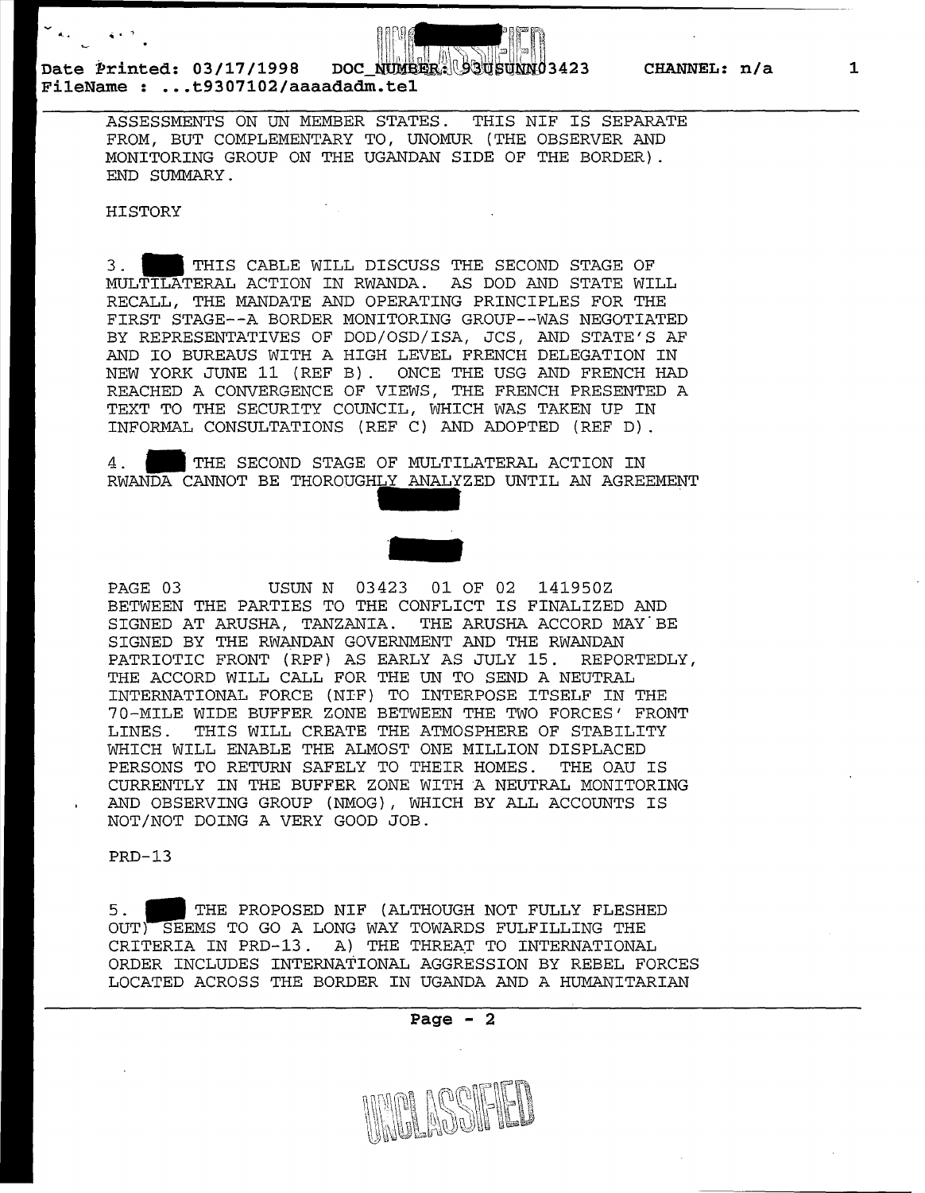ASSESSMENTS ON UN MEMBER STATES. THIS NIF IS SEPARATE FROM, BUT COMPLEMENTARY TO, UNOMUR (THE OBSERVER AND MONITORING GROUP ON THE UGANDAN SIDE OF THE BORDER). END SUMMARY.

HISTORY

3. THIS CABLE WILL DISCUSS THE SECOND STAGE OF MULTILATERAL ACTION IN RWANDA. AS DOD AND STATE WILL RECALL, THE MANDATE AND OPERATING PRINCIPLES FOR THE FIRST STAGE--A BORDER MONITORING GROUP--WAS NEGOTIATED BY REPRESENTATIVES OF DOD/OSD/ISA, JCS, AND STATE'S AF AND IO BUREAUS WITH A HIGH LEVEL FRENCH DELEGATION IN NEW YORK JUNE 11 (REF B). ONCE THE USG AND FRENCH HAD REACHED A CONVERGENCE OF VIEWS, THE FRENCH PRESENTED A TEXT TO THE SECURITY COUNCIL, WHICH WAS TAKEN UP IN INFORMAL CONSULTATIONS (REF C) AND ADOPTED (REF D).

4. THE SECOND STAGE OF MULTILATERAL ACTION IN RWANDA CANNOT BE THOROUGHLY ANALYZED UNTIL AN AGREEMENT

PAGE 03 USUN N 03423 01 OF 02 141950Z

BETWEEN THE PARTIES TO THE CONFLICT IS FINALIZED AND SIGNED AT ARUSHA, TANZANIA. THE ARUSHA ACCORD MAY BE SIGNED BY THE RWANDAN GOVERNMENT AND THE RWANDAN PATRIOTIC FRONT (RPF) AS EARLY AS JULY 15. REPORTEDLY, THE ACCORD WILL CALL FOR THE UN TO SEND A NEUTRAL INTERNATIONAL FORCE (NIF) TO INTERPOSE ITSELF IN THE 70-MILE WIDE BUFFER ZONE BETWEEN THE TWO FORCES' FRONT LINES. THIS WILL CREATE THE ATMOSPHERE OF STABILITY WHICH WILL ENABLE THE ALMOST ONE MILLION DISPLACED PERSONS TO RETURN SAFELY TO THEIR HOMES. THE OAU IS CURRENTLY IN THE BUFFER ZONE WITH A NEUTRAL MONITORING AND OBSERVING GROUP (NMOG), WHICH BY ALL ACCOUNTS IS NOT/NOT DOING A VERY GOOD JOB.

PRD-13

5. THE PROPOSED NIF (ALTHOUGH NOT FULLY FLESHED OUT) SEEMS TO GO A LONG WAY TOWARDS FULFILLING THE CRITERIA IN PRD-13. A) THE THREAT TO INTERNATIONAL ORDER INCLUDES INTERNATIONAL AGGRESSION BY REBEL FORCES LOCATED ACROSS THE BORDER IN UGANDA AND A HUMANITARIAN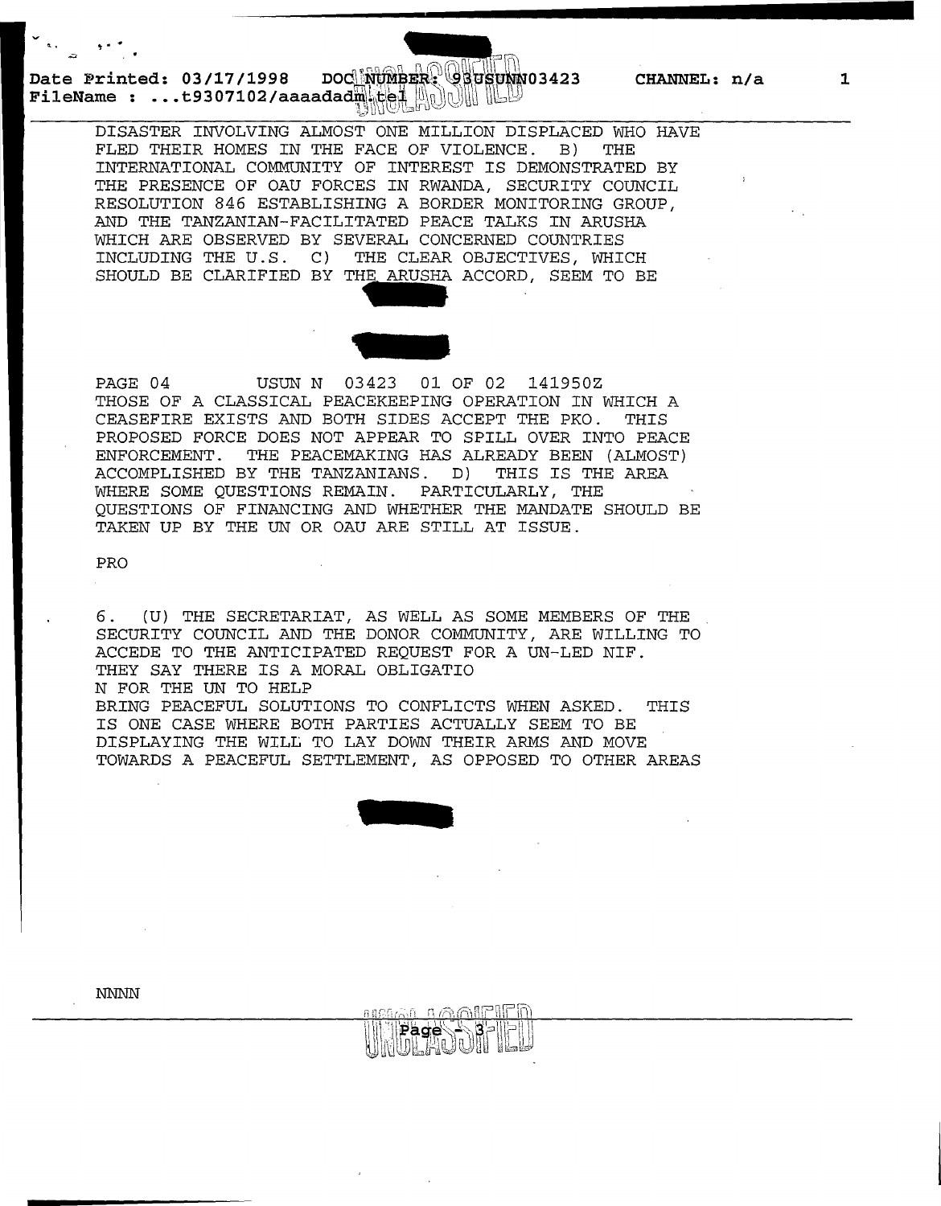DISASTER INVOLVING ALMOST ONE MILLION DISPLACED WHO HAVE FLED THEIR HOMES IN THE FACE OF VIOLENCE. B) THE INTERNATIONAL COMMUNITY OF INTEREST IS DEMONSTRATED BY THE PRESENCE OF OAU FORCES IN RWANDA, SECURITY COUNCIL RESOLUTION 846 ESTABLISHING A BORDER MONITORING GROUP, AND THE TANZANIAN-FACILITATED PEACE TALKS IN ARUSHA WHICH ARE OBSERVED BY SEVERAL CONCERNED COUNTRIES INCLUDING THE U.S. C) THE CLEAR OBJECTIVES, WHICH SHOULD BE CLARIFIED BY THE ARUSHA ACCORD, SEEM TO BE

PAGE 04 USUN N 03423 01 OF 02 141950Z

THOSE OF A CLASSICAL PEACEKEEPING OPERATION IN WHICH A CEASEFIRE EXISTS AND BOTH SIDES ACCEPT THE PKO. THIS PROPOSED FORCE DOES NOT APPEAR TO SPILL OVER INTO PEACE ENFORCEMENT. THE PEACEMAKING HAS ALREADY BEEN (ALMOST) ACCOMPLISHED BY THE TANZANIANS. D) THIS IS THE AREA WHERE SOME QUESTIONS REMAIN. PARTICULARLY, THE QUESTIONS OF FINANCING AND WHETHER THE MANDATE SHOULD BE TAKEN UP BY THE UN OR OAU ARE STILL AT ISSUE.

PRO

6. (U) THE SECRETARIAT, AS WELL AS SOME MEMBERS OF THE SECURITY COUNCIL AND THE DONOR COMMUNITY, ARE WILLING TO ACCEDE TO THE ANTICIPATED REQUEST FOR A UN-LED NIF. THEY SAY THERE IS A MORAL OBLIGATIO
N FOR THE UN TO HELP
BRING PEACEFUL SOLUTIONS TO CONFLICTS WHEN ASKED. THIS IS ONE CASE WHERE BOTH PARTIES ACTUALLY SEEM TO BE DISPLAYING THE WILL TO LAY DOWN THEIR ARMS AND MOVE TOWARDS A PEACEFUL SETTLEMENT, AS OPPOSED TO OTHER AREAS

NNNN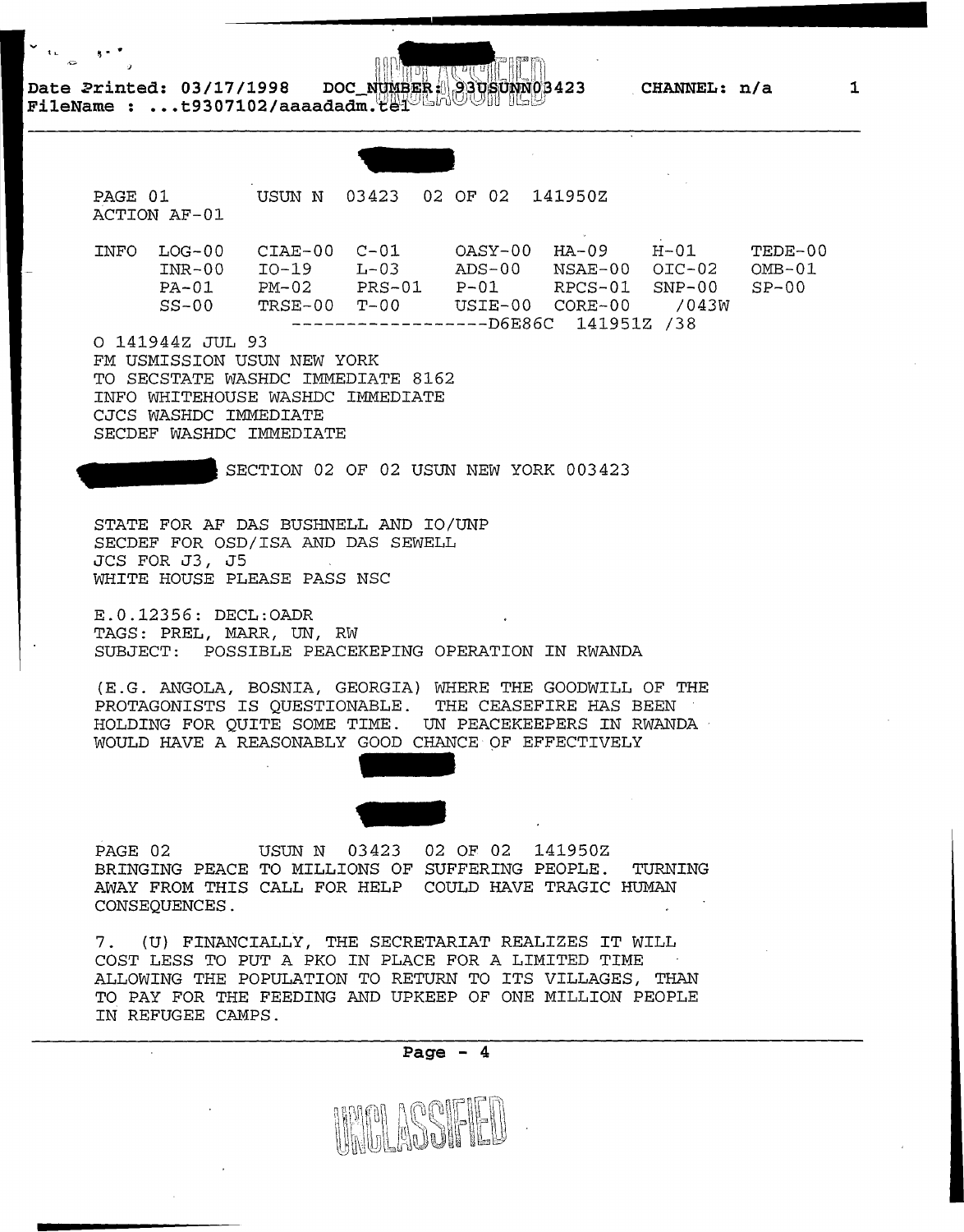Date Printed: 03/17/1998 DOC_NUMBER: 93USUNN03423 CHANNEL: n/a
FileName : ...t9307102/aaaadadm.tel

PAGE 01 USUN N 03423 02 OF 02 141950Z
ACTION AF-01

```
INFO  LOG-00   CIAE-00  C-01     OASY-00  HA-09    H-01     TEDE-00
      INR-00   IO-19    L-03     ADS-00   NSAE-00  OIC-02   OMB-01
      PA-01    PM-02    PRS-01   P-01     RPCS-01  SNP-00   SP-00
      SS-00    TRSE-00  T-00     USIE-00  CORE-00   /043W
                        ------------------D6E86C  141951Z /38
```

O 141944Z JUL 93
FM USMISSION USUN NEW YORK
TO SECSTATE WASHDC IMMEDIATE 8162
INFO WHITEHOUSE WASHDC IMMEDIATE
CJCS WASHDC IMMEDIATE
SECDEF WASHDC IMMEDIATE

SECTION 02 OF 02 USUN NEW YORK 003423

STATE FOR AF DAS BUSHNELL AND IO/UNP
SECDEF FOR OSD/ISA AND DAS SEWELL
JCS FOR J3, J5
WHITE HOUSE PLEASE PASS NSC

E.O.12356: DECL:OADR
TAGS: PREL, MARR, UN, RW
SUBJECT: POSSIBLE PEACEKEPING OPERATION IN RWANDA

(E.G. ANGOLA, BOSNIA, GEORGIA) WHERE THE GOODWILL OF THE PROTAGONISTS IS QUESTIONABLE. THE CEASEFIRE HAS BEEN HOLDING FOR QUITE SOME TIME. UN PEACEKEEPERS IN RWANDA WOULD HAVE A REASONABLY GOOD CHANCE OF EFFECTIVELY

PAGE 02 USUN N 03423 02 OF 02 141950Z
BRINGING PEACE TO MILLIONS OF SUFFERING PEOPLE. TURNING AWAY FROM THIS CALL FOR HELP COULD HAVE TRAGIC HUMAN CONSEQUENCES.

7. (U) FINANCIALLY, THE SECRETARIAT REALIZES IT WILL COST LESS TO PUT A PKO IN PLACE FOR A LIMITED TIME ALLOWING THE POPULATION TO RETURN TO ITS VILLAGES, THAN TO PAY FOR THE FEEDING AND UPKEEP OF ONE MILLION PEOPLE IN REFUGEE CAMPS.

UNCLASSIFIED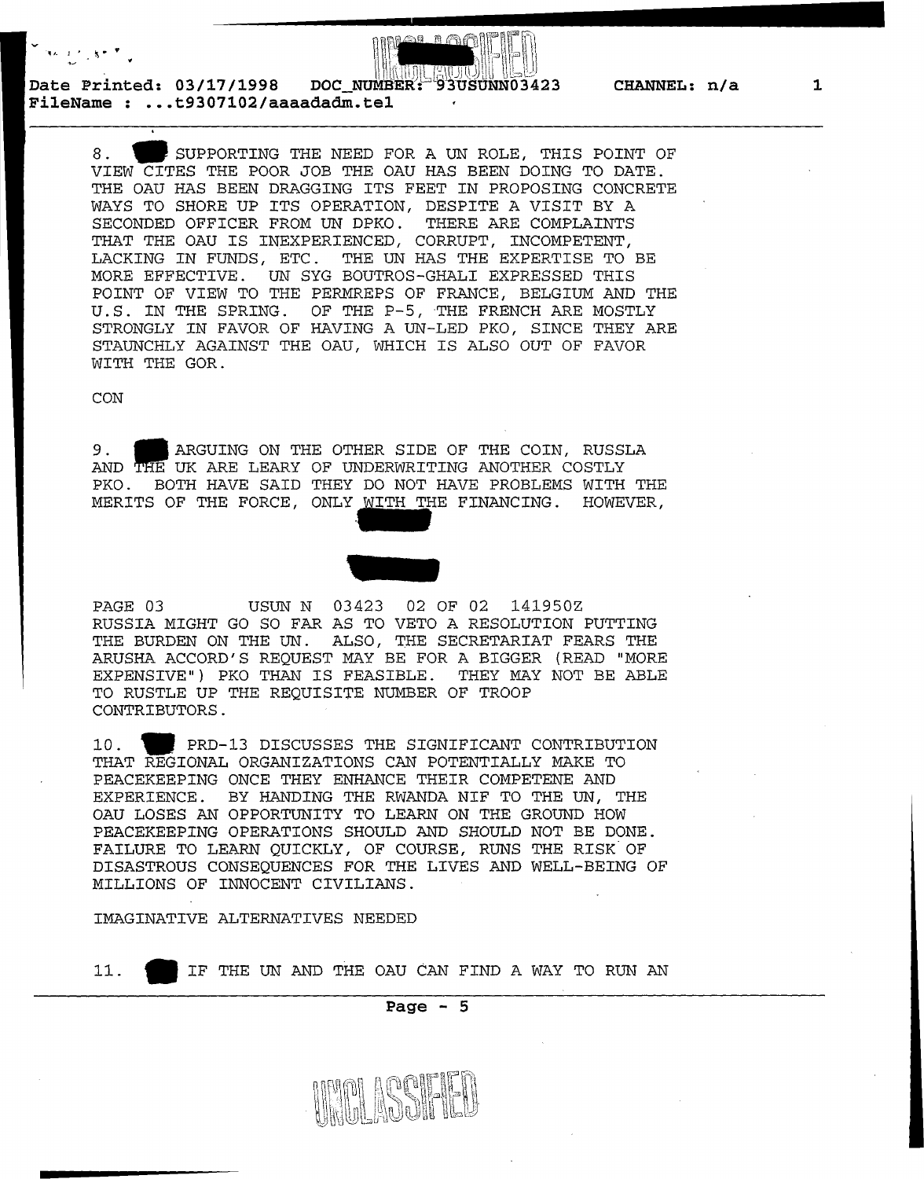8. SUPPORTING THE NEED FOR A UN ROLE, THIS POINT OF VIEW CITES THE POOR JOB THE OAU HAS BEEN DOING TO DATE. THE OAU HAS BEEN DRAGGING ITS FEET IN PROPOSING CONCRETE WAYS TO SHORE UP ITS OPERATION, DESPITE A VISIT BY A SECONDED OFFICER FROM UN DPKO. THERE ARE COMPLAINTS THAT THE OAU IS INEXPERIENCED, CORRUPT, INCOMPETENT, LACKING IN FUNDS, ETC. THE UN HAS THE EXPERTISE TO BE MORE EFFECTIVE. UN SYG BOUTROS-GHALI EXPRESSED THIS POINT OF VIEW TO THE PERMREPS OF FRANCE, BELGIUM AND THE U.S. IN THE SPRING. OF THE P-5, THE FRENCH ARE MOSTLY STRONGLY IN FAVOR OF HAVING A UN-LED PKO, SINCE THEY ARE STAUNCHLY AGAINST THE OAU, WHICH IS ALSO OUT OF FAVOR WITH THE GOR.

CON

9. ARGUING ON THE OTHER SIDE OF THE COIN, RUSSLA AND THE UK ARE LEARY OF UNDERWRITING ANOTHER COSTLY PKO. BOTH HAVE SAID THEY DO NOT HAVE PROBLEMS WITH THE MERITS OF THE FORCE, ONLY WITH THE FINANCING. HOWEVER,

PAGE 03 USUN N 03423 02 OF 02 141950Z

RUSSIA MIGHT GO SO FAR AS TO VETO A RESOLUTION PUTTING THE BURDEN ON THE UN. ALSO, THE SECRETARIAT FEARS THE ARUSHA ACCORD'S REQUEST MAY BE FOR A BIGGER (READ "MORE EXPENSIVE") PKO THAN IS FEASIBLE. THEY MAY NOT BE ABLE TO RUSTLE UP THE REQUISITE NUMBER OF TROOP CONTRIBUTORS.

10. PRD-13 DISCUSSES THE SIGNIFICANT CONTRIBUTION THAT REGIONAL ORGANIZATIONS CAN POTENTIALLY MAKE TO PEACEKEEPING ONCE THEY ENHANCE THEIR COMPETENE AND EXPERIENCE. BY HANDING THE RWANDA NIF TO THE UN, THE OAU LOSES AN OPPORTUNITY TO LEARN ON THE GROUND HOW PEACEKEEPING OPERATIONS SHOULD AND SHOULD NOT BE DONE. FAILURE TO LEARN QUICKLY, OF COURSE, RUNS THE RISK OF DISASTROUS CONSEQUENCES FOR THE LIVES AND WELL-BEING OF MILLIONS OF INNOCENT CIVILIANS.

IMAGINATIVE ALTERNATIVES NEEDED

11. IF THE UN AND THE OAU CAN FIND A WAY TO RUN AN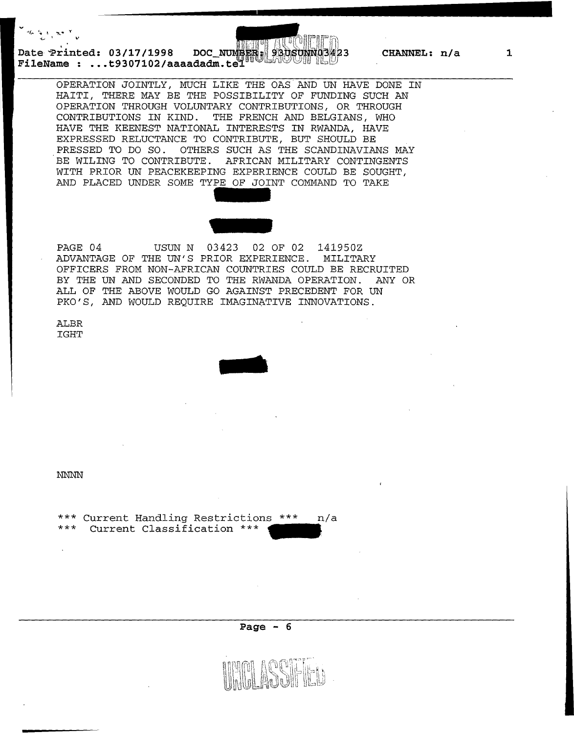OPERATION JOINTLY, MUCH LIKE THE OAS AND UN HAVE DONE IN HAITI, THERE MAY BE THE POSSIBILITY OF FUNDING SUCH AN OPERATION THROUGH VOLUNTARY CONTRIBUTIONS, OR THROUGH CONTRIBUTIONS IN KIND. THE FRENCH AND BELGIANS, WHO HAVE THE KEENEST NATIONAL INTERESTS IN RWANDA, HAVE EXPRESSED RELUCTANCE TO CONTRIBUTE, BUT SHOULD BE PRESSED TO DO SO. OTHERS SUCH AS THE SCANDINAVIANS MAY BE WILING TO CONTRIBUTE. AFRICAN MILITARY CONTINGENTS WITH PRIOR UN PEACEKEEPING EXPERIENCE COULD BE SOUGHT, AND PLACED UNDER SOME TYPE OF JOINT COMMAND TO TAKE

PAGE 04 USUN N 03423 02 OF 02 141950Z

ADVANTAGE OF THE UN'S PRIOR EXPERIENCE. MILITARY OFFICERS FROM NON-AFRICAN COUNTRIES COULD BE RECRUITED BY THE UN AND SECONDED TO THE RWANDA OPERATION. ANY OR ALL OF THE ABOVE WOULD GO AGAINST PRECEDENT FOR UN PKO'S, AND WOULD REQUIRE IMAGINATIVE INNOVATIONS.

ALBR
IGHT

NNNN

*** Current Handling Restrictions *** n/a
*** Current Classification ***